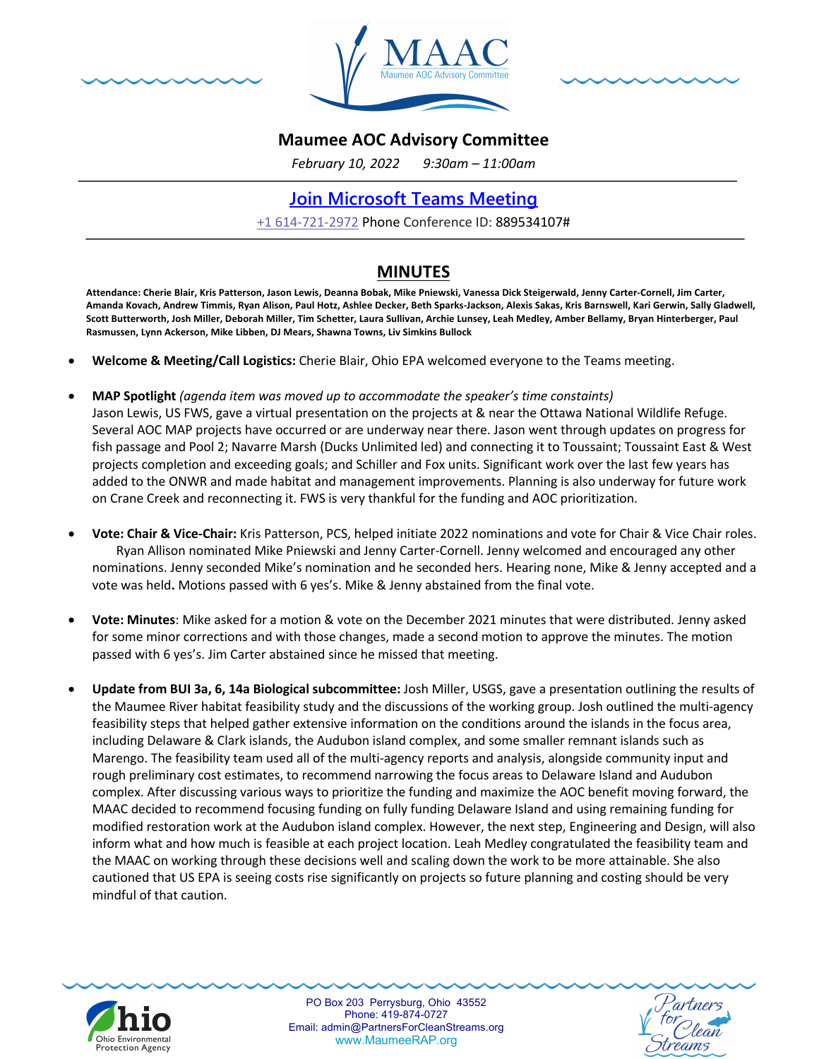# Maumee AOC Advisory Committee

*February 10, 2022 9:30am – 11:00am*

[Join Microsoft Teams Meeting](#)

+1 614-721-2972 Phone Conference ID: 889534107#

## MINUTES

**Attendance: Cherie Blair, Kris Patterson, Jason Lewis, Deanna Bobak, Mike Pniewski, Vanessa Dick Steigerwald, Jenny Carter-Cornell, Jim Carter, Amanda Kovach, Andrew Timmis, Ryan Alison, Paul Hotz, Ashlee Decker, Beth Sparks-Jackson, Alexis Sakas, Kris Barnswell, Kari Gerwin, Sally Gladwell, Scott Butterworth, Josh Miller, Deborah Miller, Tim Schetter, Laura Sullivan, Archie Lunsey, Leah Medley, Amber Bellamy, Bryan Hinterberger, Paul Rasmussen, Lynn Ackerson, Mike Libben, DJ Mears, Shawna Towns, Liv Simkins Bullock**

- **Welcome & Meeting/Call Logistics:** Cherie Blair, Ohio EPA welcomed everyone to the Teams meeting.

- **MAP Spotlight** *(agenda item was moved up to accommodate the speaker's time constaints)*
  Jason Lewis, US FWS, gave a virtual presentation on the projects at & near the Ottawa National Wildlife Refuge. Several AOC MAP projects have occurred or are underway near there. Jason went through updates on progress for fish passage and Pool 2; Navarre Marsh (Ducks Unlimited led) and connecting it to Toussaint; Toussaint East & West projects completion and exceeding goals; and Schiller and Fox units. Significant work over the last few years has added to the ONWR and made habitat and management improvements. Planning is also underway for future work on Crane Creek and reconnecting it. FWS is very thankful for the funding and AOC prioritization.

- **Vote: Chair & Vice-Chair:** Kris Patterson, PCS, helped initiate 2022 nominations and vote for Chair & Vice Chair roles. Ryan Allison nominated Mike Pniewski and Jenny Carter-Cornell. Jenny welcomed and encouraged any other nominations. Jenny seconded Mike's nomination and he seconded hers. Hearing none, Mike & Jenny accepted and a vote was held**.** Motions passed with 6 yes's. Mike & Jenny abstained from the final vote.

- **Vote: Minutes**: Mike asked for a motion & vote on the December 2021 minutes that were distributed. Jenny asked for some minor corrections and with those changes, made a second motion to approve the minutes. The motion passed with 6 yes's. Jim Carter abstained since he missed that meeting.

- **Update from BUI 3a, 6, 14a Biological subcommittee:** Josh Miller, USGS, gave a presentation outlining the results of the Maumee River habitat feasibility study and the discussions of the working group. Josh outlined the multi-agency feasibility steps that helped gather extensive information on the conditions around the islands in the focus area, including Delaware & Clark islands, the Audubon island complex, and some smaller remnant islands such as Marengo. The feasibility team used all of the multi-agency reports and analysis, alongside community input and rough preliminary cost estimates, to recommend narrowing the focus areas to Delaware Island and Audubon complex. After discussing various ways to prioritize the funding and maximize the AOC benefit moving forward, the MAAC decided to recommend focusing funding on fully funding Delaware Island and using remaining funding for modified restoration work at the Audubon island complex. However, the next step, Engineering and Design, will also inform what and how much is feasible at each project location. Leah Medley congratulated the feasibility team and the MAAC on working through these decisions well and scaling down the work to be more attainable. She also cautioned that US EPA is seeing costs rise significantly on projects so future planning and costing should be very mindful of that caution.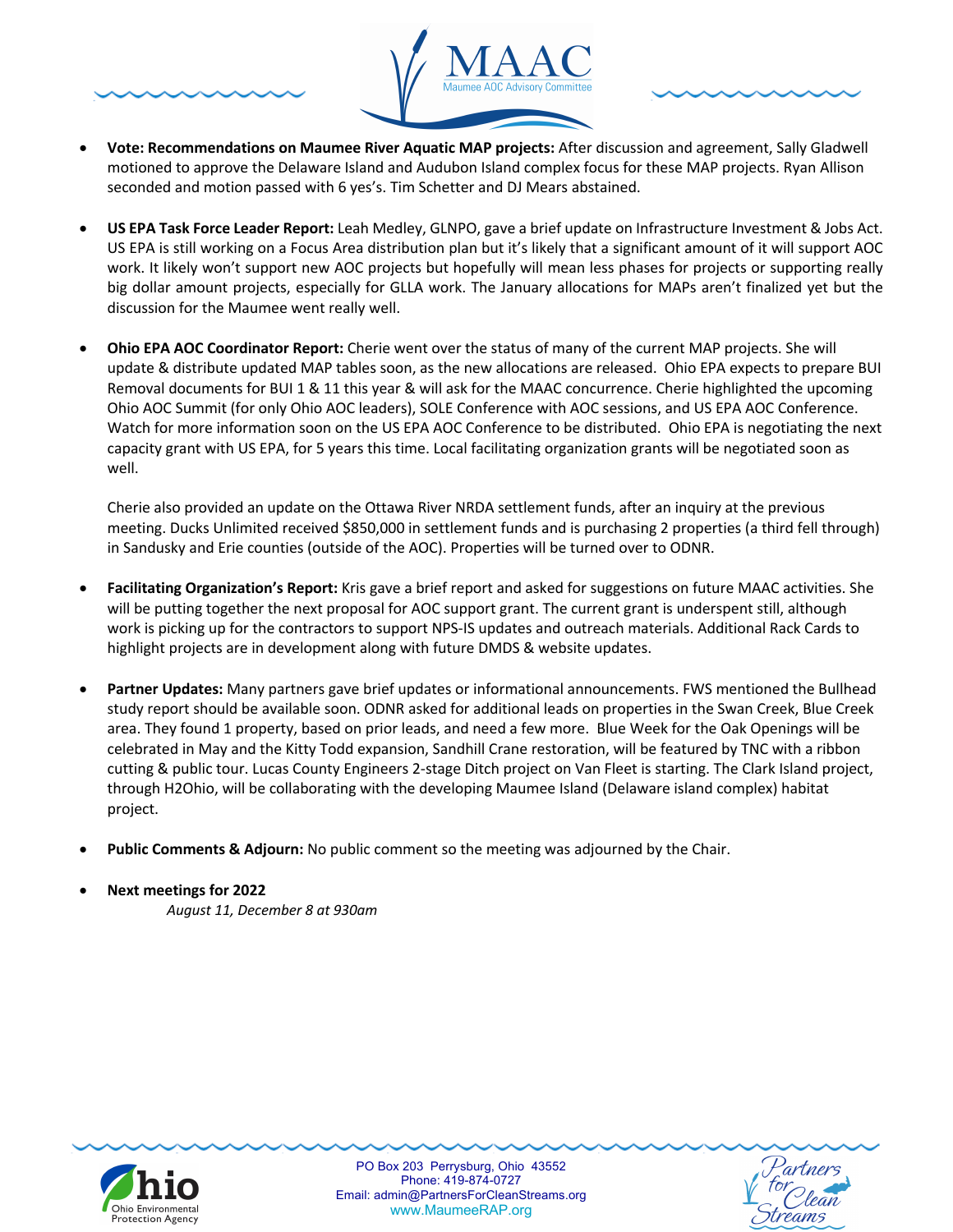- **Vote: Recommendations on Maumee River Aquatic MAP projects:** After discussion and agreement, Sally Gladwell motioned to approve the Delaware Island and Audubon Island complex focus for these MAP projects. Ryan Allison seconded and motion passed with 6 yes's. Tim Schetter and DJ Mears abstained.

- **US EPA Task Force Leader Report:** Leah Medley, GLNPO, gave a brief update on Infrastructure Investment & Jobs Act. US EPA is still working on a Focus Area distribution plan but it's likely that a significant amount of it will support AOC work. It likely won't support new AOC projects but hopefully will mean less phases for projects or supporting really big dollar amount projects, especially for GLLA work. The January allocations for MAPs aren't finalized yet but the discussion for the Maumee went really well.

- **Ohio EPA AOC Coordinator Report:** Cherie went over the status of many of the current MAP projects. She will update & distribute updated MAP tables soon, as the new allocations are released. Ohio EPA expects to prepare BUI Removal documents for BUI 1 & 11 this year & will ask for the MAAC concurrence. Cherie highlighted the upcoming Ohio AOC Summit (for only Ohio AOC leaders), SOLE Conference with AOC sessions, and US EPA AOC Conference. Watch for more information soon on the US EPA AOC Conference to be distributed. Ohio EPA is negotiating the next capacity grant with US EPA, for 5 years this time. Local facilitating organization grants will be negotiated soon as well.

  Cherie also provided an update on the Ottawa River NRDA settlement funds, after an inquiry at the previous meeting. Ducks Unlimited received $850,000 in settlement funds and is purchasing 2 properties (a third fell through) in Sandusky and Erie counties (outside of the AOC). Properties will be turned over to ODNR.

- **Facilitating Organization's Report:** Kris gave a brief report and asked for suggestions on future MAAC activities. She will be putting together the next proposal for AOC support grant. The current grant is underspent still, although work is picking up for the contractors to support NPS-IS updates and outreach materials. Additional Rack Cards to highlight projects are in development along with future DMDS & website updates.

- **Partner Updates:** Many partners gave brief updates or informational announcements. FWS mentioned the Bullhead study report should be available soon. ODNR asked for additional leads on properties in the Swan Creek, Blue Creek area. They found 1 property, based on prior leads, and need a few more. Blue Week for the Oak Openings will be celebrated in May and the Kitty Todd expansion, Sandhill Crane restoration, will be featured by TNC with a ribbon cutting & public tour. Lucas County Engineers 2-stage Ditch project on Van Fleet is starting. The Clark Island project, through H2Ohio, will be collaborating with the developing Maumee Island (Delaware island complex) habitat project.

- **Public Comments & Adjourn:** No public comment so the meeting was adjourned by the Chair.

- **Next meetings for 2022**

  *August 11, December 8 at 930am*

PO Box 203 Perrysburg, Ohio 43552
Phone: 419-874-0727
Email: admin@PartnersForCleanStreams.org
www.MaumeeRAP.org